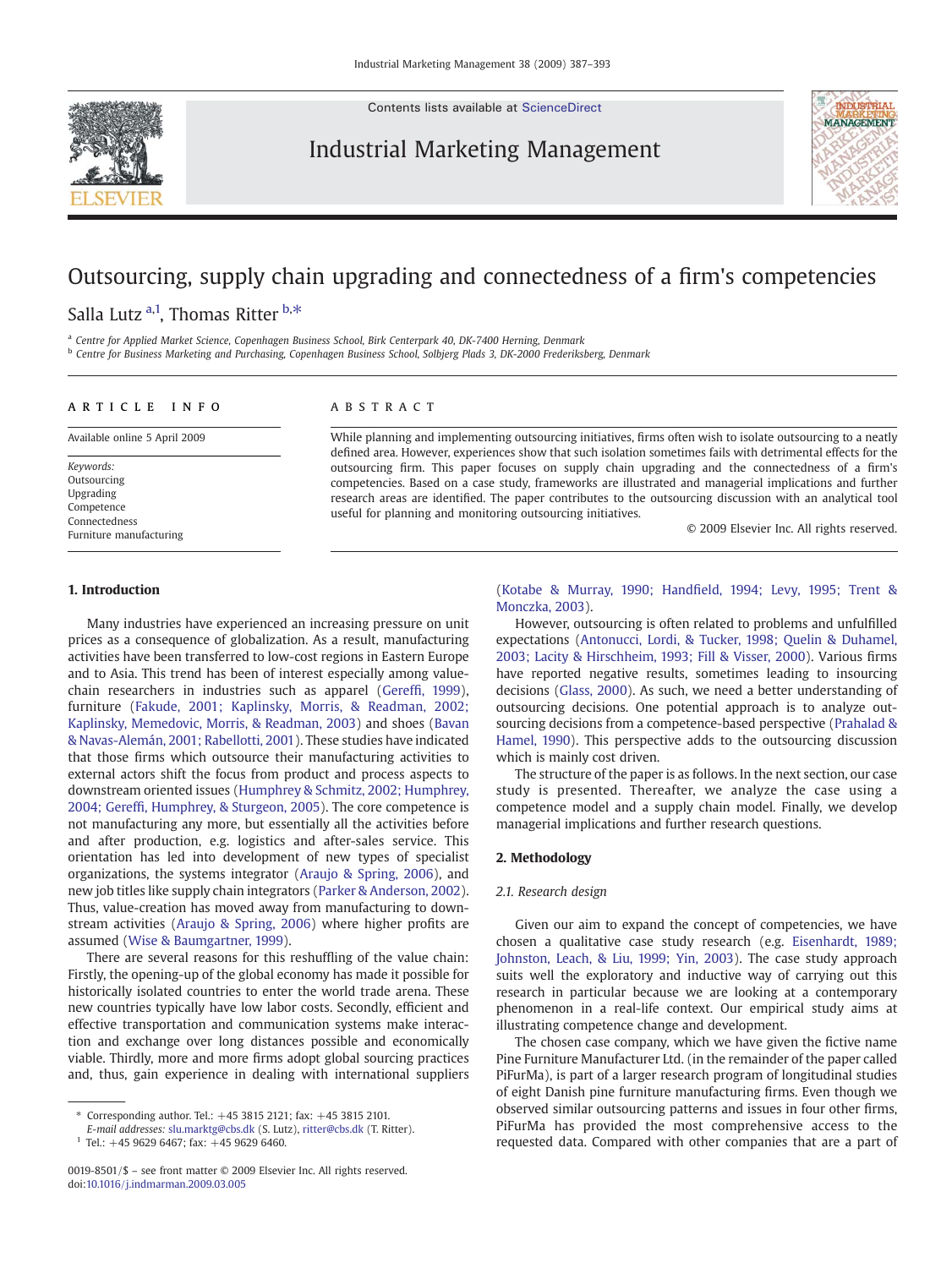# Outsourcing, supply chain upgrading and connectedness of a firm's competencies

Salla Lutz [a,1], Thomas Ritter [b,*]

[a] Centre for Applied Market Science, Copenhagen Business School, Birk Centerpark 40, DK-7400 Herning, Denmark
[b] Centre for Business Marketing and Purchasing, Copenhagen Business School, Solbjerg Plads 3, DK-2000 Frederiksberg, Denmark

## ARTICLE INFO

Available online 5 April 2009

*Keywords:*
Outsourcing
Upgrading
Competence
Connectedness
Furniture manufacturing

## ABSTRACT

While planning and implementing outsourcing initiatives, firms often wish to isolate outsourcing to a neatly defined area. However, experiences show that such isolation sometimes fails with detrimental effects for the outsourcing firm. This paper focuses on supply chain upgrading and the connectedness of a firm's competencies. Based on a case study, frameworks are illustrated and managerial implications and further research areas are identified. The paper contributes to the outsourcing discussion with an analytical tool useful for planning and monitoring outsourcing initiatives.

© 2009 Elsevier Inc. All rights reserved.

## 1. Introduction

Many industries have experienced an increasing pressure on unit prices as a consequence of globalization. As a result, manufacturing activities have been transferred to low-cost regions in Eastern Europe and to Asia. This trend has been of interest especially among value-chain researchers in industries such as apparel (Gereffi, 1999), furniture (Fakude, 2001; Kaplinsky, Morris, & Readman, 2002; Kaplinsky, Memedovic, Morris, & Readman, 2003) and shoes (Bavan & Navas-Alemán, 2001; Rabellotti, 2001). These studies have indicated that those firms which outsource their manufacturing activities to external actors shift the focus from product and process aspects to downstream oriented issues (Humphrey & Schmitz, 2002; Humphrey, 2004; Gereffi, Humphrey, & Sturgeon, 2005). The core competence is not manufacturing any more, but essentially all the activities before and after production, e.g. logistics and after-sales service. This orientation has led into development of new types of specialist organizations, the systems integrator (Araujo & Spring, 2006), and new job titles like supply chain integrators (Parker & Anderson, 2002). Thus, value-creation has moved away from manufacturing to downstream activities (Araujo & Spring, 2006) where higher profits are assumed (Wise & Baumgartner, 1999).

There are several reasons for this reshuffling of the value chain: Firstly, the opening-up of the global economy has made it possible for historically isolated countries to enter the world trade arena. These new countries typically have low labor costs. Secondly, efficient and effective transportation and communication systems make interaction and exchange over long distances possible and economically viable. Thirdly, more and more firms adopt global sourcing practices and, thus, gain experience in dealing with international suppliers (Kotabe & Murray, 1990; Handfield, 1994; Levy, 1995; Trent & Monczka, 2003).

However, outsourcing is often related to problems and unfulfilled expectations (Antonucci, Lordi, & Tucker, 1998; Quelin & Duhamel, 2003; Lacity & Hirschheim, 1993; Fill & Visser, 2000). Various firms have reported negative results, sometimes leading to insourcing decisions (Glass, 2000). As such, we need a better understanding of outsourcing decisions. One potential approach is to analyze outsourcing decisions from a competence-based perspective (Prahalad & Hamel, 1990). This perspective adds to the outsourcing discussion which is mainly cost driven.

The structure of the paper is as follows. In the next section, our case study is presented. Thereafter, we analyze the case using a competence model and a supply chain model. Finally, we develop managerial implications and further research questions.

## 2. Methodology

### 2.1. Research design

Given our aim to expand the concept of competencies, we have chosen a qualitative case study research (e.g. Eisenhardt, 1989; Johnston, Leach, & Liu, 1999; Yin, 2003). The case study approach suits well the exploratory and inductive way of carrying out this research in particular because we are looking at a contemporary phenomenon in a real-life context. Our empirical study aims at illustrating competence change and development.

The chosen case company, which we have given the fictive name Pine Furniture Manufacturer Ltd. (in the remainder of the paper called PiFurMa), is part of a larger research program of longitudinal studies of eight Danish pine furniture manufacturing firms. Even though we observed similar outsourcing patterns and issues in four other firms, PiFurMa has provided the most comprehensive access to the requested data. Compared with other companies that are a part of

---

* Corresponding author. Tel.: +45 3815 2121; fax: +45 3815 2101.
*E-mail addresses:* slu.marktg@cbs.dk (S. Lutz), ritter@cbs.dk (T. Ritter).
[1] Tel.: +45 9629 6467; fax: +45 9629 6460.

0019-8501/$ – see front matter © 2009 Elsevier Inc. All rights reserved.
doi:10.1016/j.indmarman.2009.03.005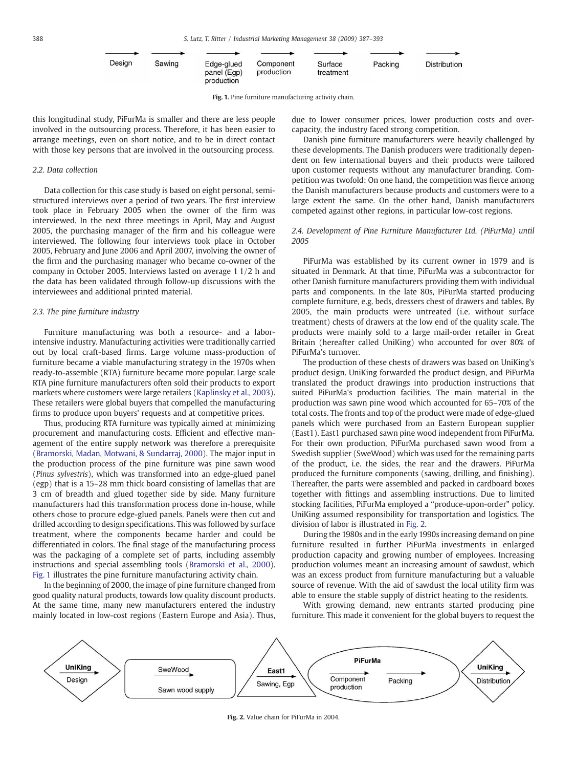Design → Sawing → Edge-glued panel (Egp) production → Component production → Surface treatment → Packing → Distribution

Fig. 1. Pine furniture manufacturing activity chain.

this longitudinal study, PiFurMa is smaller and there are less people involved in the outsourcing process. Therefore, it has been easier to arrange meetings, even on short notice, and to be in direct contact with those key persons that are involved in the outsourcing process.

### 2.2. Data collection

Data collection for this case study is based on eight personal, semi-structured interviews over a period of two years. The first interview took place in February 2005 when the owner of the firm was interviewed. In the next three meetings in April, May and August 2005, the purchasing manager of the firm and his colleague were interviewed. The following four interviews took place in October 2005, February and June 2006 and April 2007, involving the owner of the firm and the purchasing manager who became co-owner of the company in October 2005. Interviews lasted on average 1 1/2 h and the data has been validated through follow-up discussions with the interviewees and additional printed material.

### 2.3. The pine furniture industry

Furniture manufacturing was both a resource- and a labor-intensive industry. Manufacturing activities were traditionally carried out by local craft-based firms. Large volume mass-production of furniture became a viable manufacturing strategy in the 1970s when ready-to-assemble (RTA) furniture became more popular. Large scale RTA pine furniture manufacturers often sold their products to export markets where customers were large retailers (Kaplinsky et al., 2003). These retailers were global buyers that compelled the manufacturing firms to produce upon buyers' requests and at competitive prices.

Thus, producing RTA furniture was typically aimed at minimizing procurement and manufacturing costs. Efficient and effective management of the entire supply network was therefore a prerequisite (Bramorski, Madan, Motwani, & Sundarraj, 2000). The major input in the production process of the pine furniture was pine sawn wood (*Pinus sylvestris*), which was transformed into an edge-glued panel (egp) that is a 15–28 mm thick board consisting of lamellas that are 3 cm of breadth and glued together side by side. Many furniture manufacturers had this transformation process done in-house, while others chose to procure edge-glued panels. Panels were then cut and drilled according to design specifications. This was followed by surface treatment, where the components became harder and could be differentiated in colors. The final stage of the manufacturing process was the packaging of a complete set of parts, including assembly instructions and special assembling tools (Bramorski et al., 2000). Fig. 1 illustrates the pine furniture manufacturing activity chain.

In the beginning of 2000, the image of pine furniture changed from good quality natural products, towards low quality discount products. At the same time, many new manufacturers entered the industry mainly located in low-cost regions (Eastern Europe and Asia). Thus, due to lower consumer prices, lower production costs and over-capacity, the industry faced strong competition.

Danish pine furniture manufacturers were heavily challenged by these developments. The Danish producers were traditionally dependent on few international buyers and their products were tailored upon customer requests without any manufacturer branding. Competition was twofold: On one hand, the competition was fierce among the Danish manufacturers because products and customers were to a large extent the same. On the other hand, Danish manufacturers competed against other regions, in particular low-cost regions.

### 2.4. Development of Pine Furniture Manufacturer Ltd. (PiFurMa) until 2005

PiFurMa was established by its current owner in 1979 and is situated in Denmark. At that time, PiFurMa was a subcontractor for other Danish furniture manufacturers providing them with individual parts and components. In the late 80s, PiFurMa started producing complete furniture, e.g. beds, dressers chest of drawers and tables. By 2005, the main products were untreated (i.e. without surface treatment) chests of drawers at the low end of the quality scale. The products were mainly sold to a large mail-order retailer in Great Britain (hereafter called UniKing) who accounted for over 80% of PiFurMa's turnover.

The production of these chests of drawers was based on UniKing's product design. UniKing forwarded the product design, and PiFurMa translated the product drawings into production instructions that suited PiFurMa's production facilities. The main material in the production was sawn pine wood which accounted for 65–70% of the total costs. The fronts and top of the product were made of edge-glued panels which were purchased from an Eastern European supplier (East1). East1 purchased sawn pine wood independent from PiFurMa. For their own production, PiFurMa purchased sawn wood from a Swedish supplier (SweWood) which was used for the remaining parts of the product, i.e. the sides, the rear and the drawers. PiFurMa produced the furniture components (sawing, drilling, and finishing). Thereafter, the parts were assembled and packed in cardboard boxes together with fittings and assembling instructions. Due to limited stocking facilities, PiFurMa employed a "produce-upon-order" policy. UniKing assumed responsibility for transportation and logistics. The division of labor is illustrated in Fig. 2.

During the 1980s and in the early 1990s increasing demand on pine furniture resulted in further PiFurMa investments in enlarged production capacity and growing number of employees. Increasing production volumes meant an increasing amount of sawdust, which was an excess product from furniture manufacturing but a valuable source of revenue. With the aid of sawdust the local utility firm was able to ensure the stable supply of district heating to the residents.

With growing demand, new entrants started producing pine furniture. This made it convenient for the global buyers to request the

UniKing: Design | SweWood: Sawn wood supply | East1: Sawing, Egp | PiFurMa: Component production → Packing | UniKing: Distribution

Fig. 2. Value chain for PiFurMa in 2004.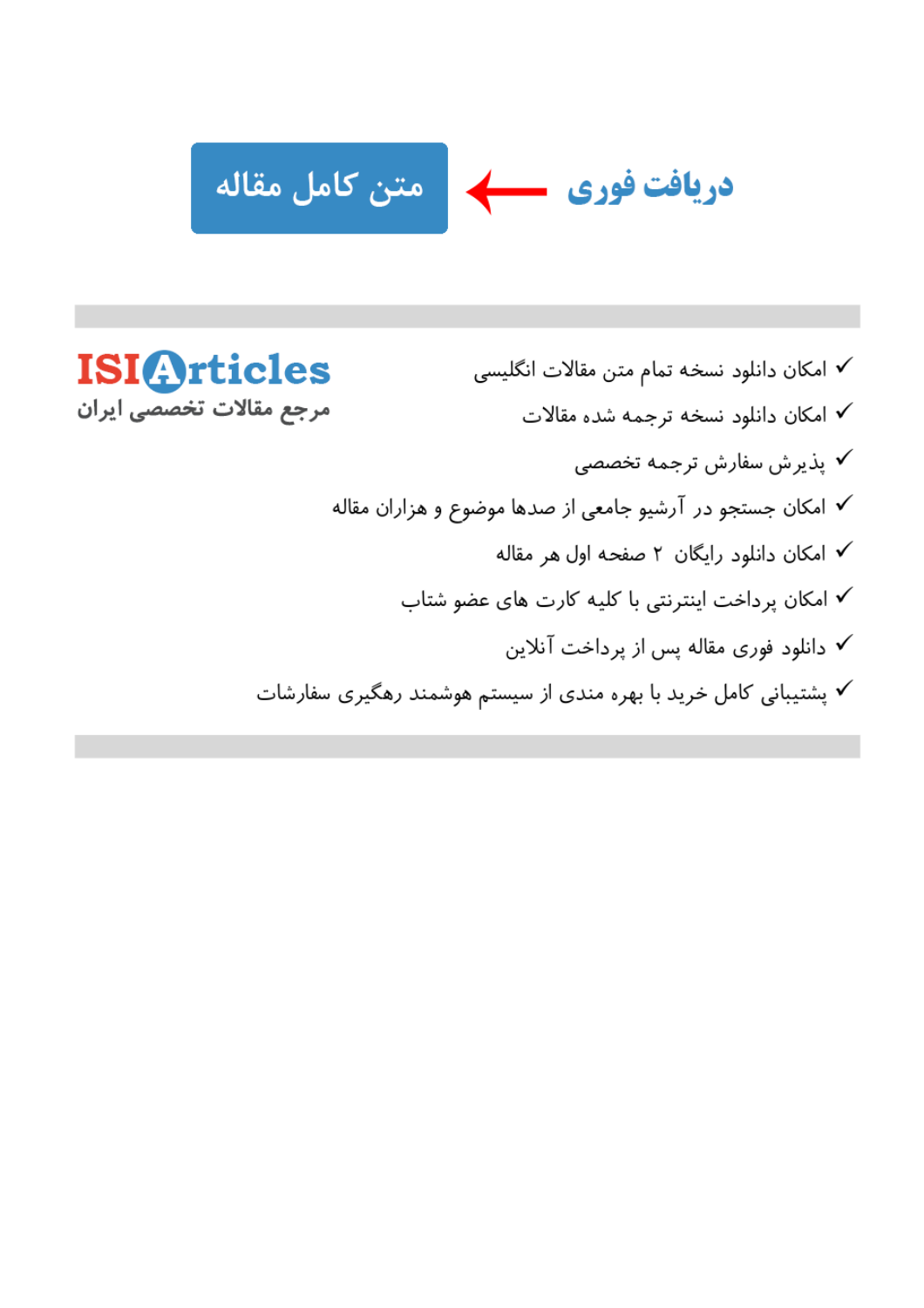دریافت فوری ← متن کامل مقاله

**ISIArticles**
مرجع مقالات تخصصی ایران

- ✓ امکان دانلود نسخه تمام متن مقالات انگلیسی
- ✓ امکان دانلود نسخه ترجمه شده مقالات
- ✓ پذیرش سفارش ترجمه تخصصی
- ✓ امکان جستجو در آرشیو جامعی از صدها موضوع و هزاران مقاله
- ✓ امکان دانلود رایگان ۲ صفحه اول هر مقاله
- ✓ امکان پرداخت اینترنتی با کلیه کارت های عضو شتاب
- ✓ دانلود فوری مقاله پس از پرداخت آنلاین
- ✓ پشتیبانی کامل خرید با بهره مندی از سیستم هوشمند رهگیری سفارشات